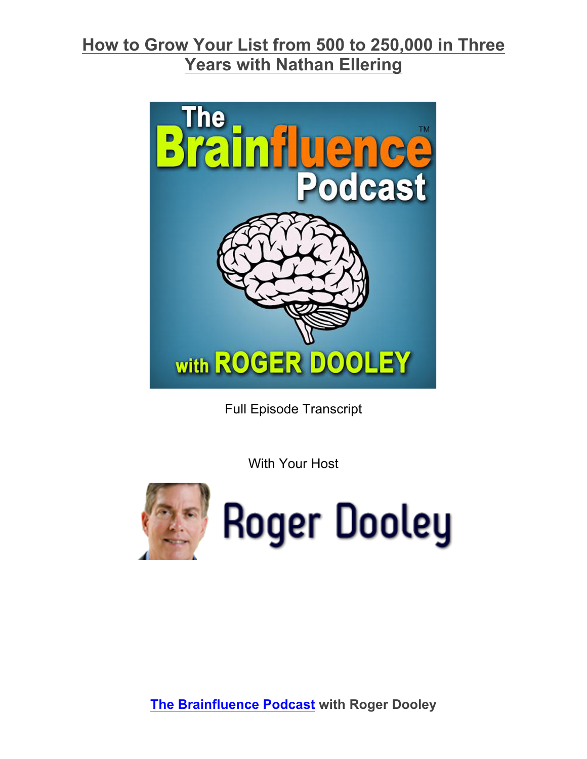# How to Grow Your List from 500 to 250,000 in Three Years with Nathan Ellering

Full Episode Transcript

With Your Host

Roger Dooley

**The Brainfluence Podcast with Roger Dooley**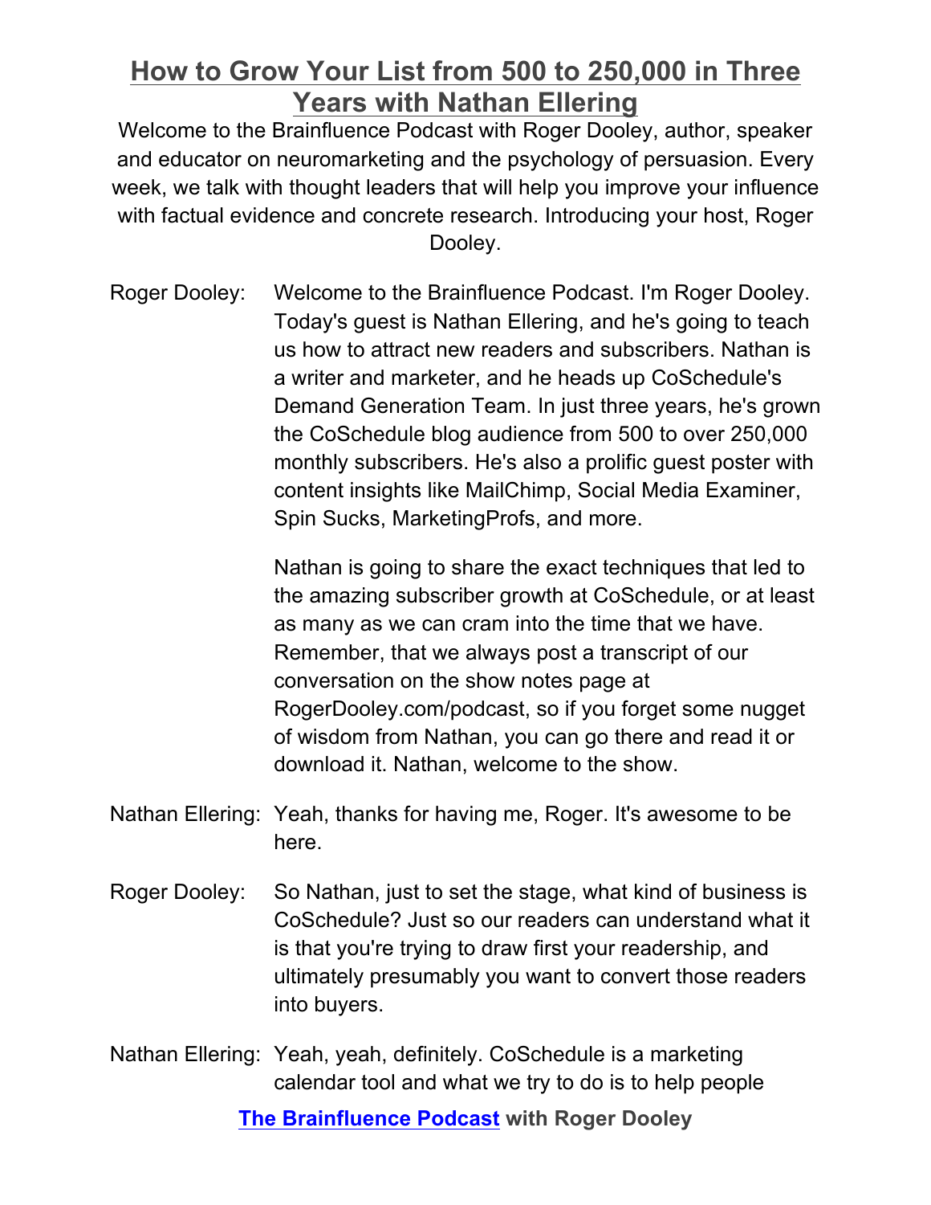# How to Grow Your List from 500 to 250,000 in Three Years with Nathan Ellering

Welcome to the Brainfluence Podcast with Roger Dooley, author, speaker and educator on neuromarketing and the psychology of persuasion. Every week, we talk with thought leaders that will help you improve your influence with factual evidence and concrete research. Introducing your host, Roger Dooley.

Roger Dooley: Welcome to the Brainfluence Podcast. I'm Roger Dooley. Today's guest is Nathan Ellering, and he's going to teach us how to attract new readers and subscribers. Nathan is a writer and marketer, and he heads up CoSchedule's Demand Generation Team. In just three years, he's grown the CoSchedule blog audience from 500 to over 250,000 monthly subscribers. He's also a prolific guest poster with content insights like MailChimp, Social Media Examiner, Spin Sucks, MarketingProfs, and more.

Nathan is going to share the exact techniques that led to the amazing subscriber growth at CoSchedule, or at least as many as we can cram into the time that we have. Remember, that we always post a transcript of our conversation on the show notes page at RogerDooley.com/podcast, so if you forget some nugget of wisdom from Nathan, you can go there and read it or download it. Nathan, welcome to the show.

Nathan Ellering: Yeah, thanks for having me, Roger. It's awesome to be here.

Roger Dooley: So Nathan, just to set the stage, what kind of business is CoSchedule? Just so our readers can understand what it is that you're trying to draw first your readership, and ultimately presumably you want to convert those readers into buyers.

Nathan Ellering: Yeah, yeah, definitely. CoSchedule is a marketing calendar tool and what we try to do is to help people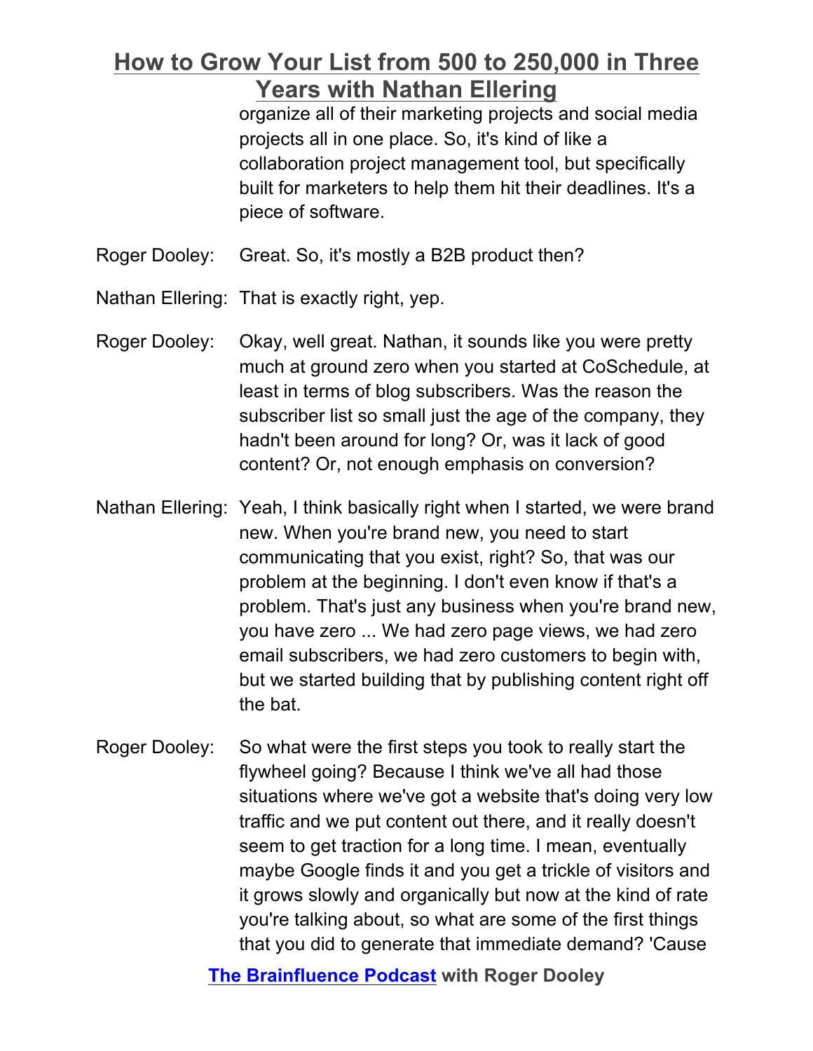organize all of their marketing projects and social media projects all in one place. So, it's kind of like a collaboration project management tool, but specifically built for marketers to help them hit their deadlines. It's a piece of software.

Roger Dooley: Great. So, it's mostly a B2B product then?

Nathan Ellering: That is exactly right, yep.

Roger Dooley: Okay, well great. Nathan, it sounds like you were pretty much at ground zero when you started at CoSchedule, at least in terms of blog subscribers. Was the reason the subscriber list so small just the age of the company, they hadn't been around for long? Or, was it lack of good content? Or, not enough emphasis on conversion?

Nathan Ellering: Yeah, I think basically right when I started, we were brand new. When you're brand new, you need to start communicating that you exist, right? So, that was our problem at the beginning. I don't even know if that's a problem. That's just any business when you're brand new, you have zero ... We had zero page views, we had zero email subscribers, we had zero customers to begin with, but we started building that by publishing content right off the bat.

Roger Dooley: So what were the first steps you took to really start the flywheel going? Because I think we've all had those situations where we've got a website that's doing very low traffic and we put content out there, and it really doesn't seem to get traction for a long time. I mean, eventually maybe Google finds it and you get a trickle of visitors and it grows slowly and organically but now at the kind of rate you're talking about, so what are some of the first things that you did to generate that immediate demand? 'Cause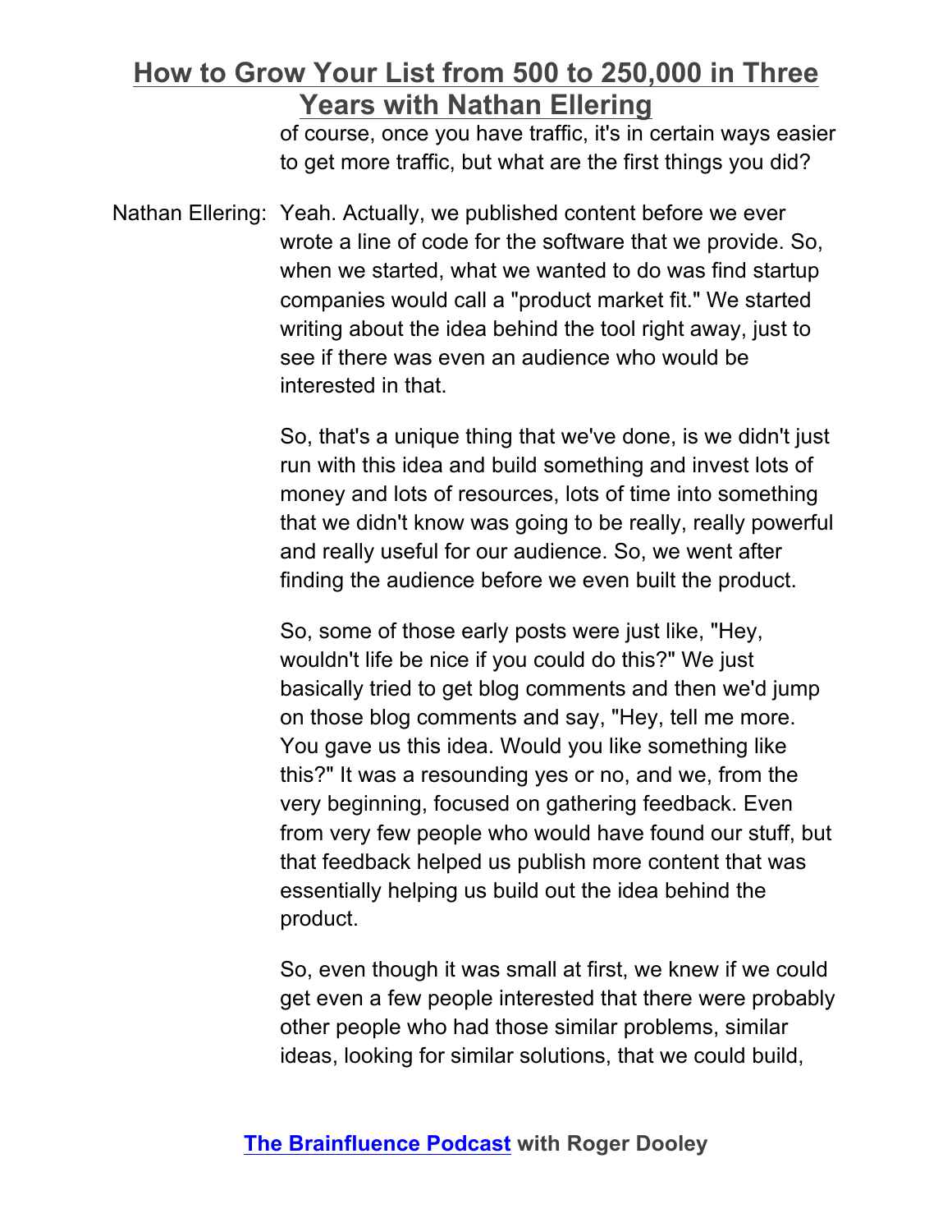of course, once you have traffic, it's in certain ways easier to get more traffic, but what are the first things you did?

Nathan Ellering: Yeah. Actually, we published content before we ever wrote a line of code for the software that we provide. So, when we started, what we wanted to do was find startup companies would call a "product market fit." We started writing about the idea behind the tool right away, just to see if there was even an audience who would be interested in that.

So, that's a unique thing that we've done, is we didn't just run with this idea and build something and invest lots of money and lots of resources, lots of time into something that we didn't know was going to be really, really powerful and really useful for our audience. So, we went after finding the audience before we even built the product.

So, some of those early posts were just like, "Hey, wouldn't life be nice if you could do this?" We just basically tried to get blog comments and then we'd jump on those blog comments and say, "Hey, tell me more. You gave us this idea. Would you like something like this?" It was a resounding yes or no, and we, from the very beginning, focused on gathering feedback. Even from very few people who would have found our stuff, but that feedback helped us publish more content that was essentially helping us build out the idea behind the product.

So, even though it was small at first, we knew if we could get even a few people interested that there were probably other people who had those similar problems, similar ideas, looking for similar solutions, that we could build,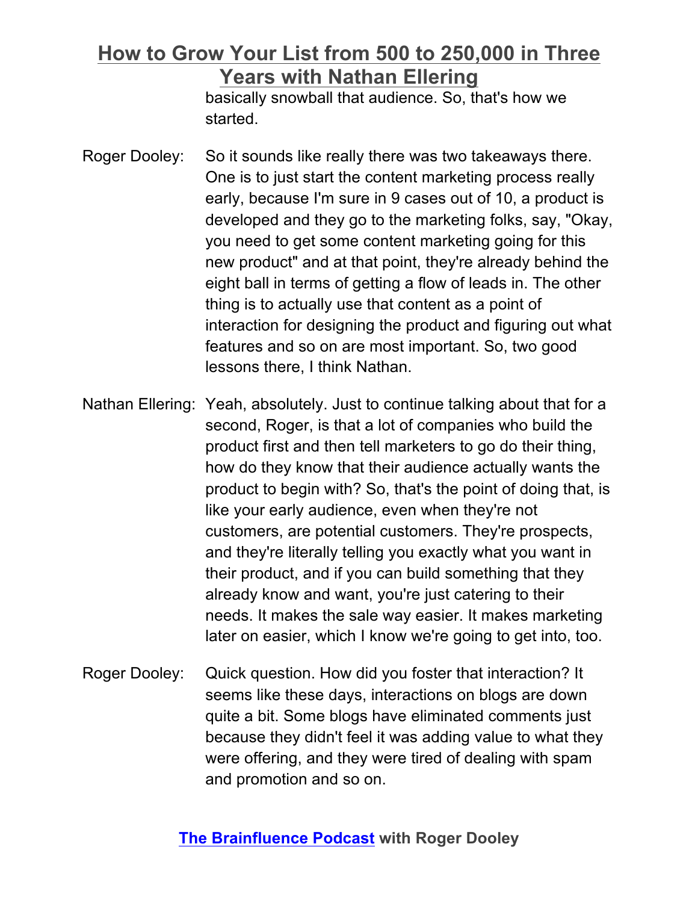basically snowball that audience. So, that's how we started.

Roger Dooley: So it sounds like really there was two takeaways there. One is to just start the content marketing process really early, because I'm sure in 9 cases out of 10, a product is developed and they go to the marketing folks, say, "Okay, you need to get some content marketing going for this new product" and at that point, they're already behind the eight ball in terms of getting a flow of leads in. The other thing is to actually use that content as a point of interaction for designing the product and figuring out what features and so on are most important. So, two good lessons there, I think Nathan.

Nathan Ellering: Yeah, absolutely. Just to continue talking about that for a second, Roger, is that a lot of companies who build the product first and then tell marketers to go do their thing, how do they know that their audience actually wants the product to begin with? So, that's the point of doing that, is like your early audience, even when they're not customers, are potential customers. They're prospects, and they're literally telling you exactly what you want in their product, and if you can build something that they already know and want, you're just catering to their needs. It makes the sale way easier. It makes marketing later on easier, which I know we're going to get into, too.

Roger Dooley: Quick question. How did you foster that interaction? It seems like these days, interactions on blogs are down quite a bit. Some blogs have eliminated comments just because they didn't feel it was adding value to what they were offering, and they were tired of dealing with spam and promotion and so on.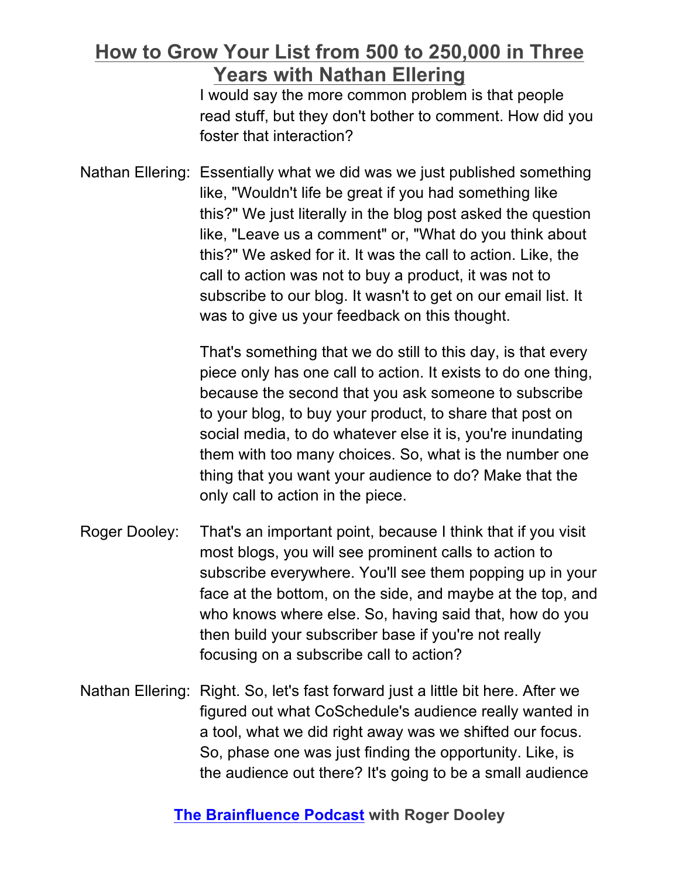I would say the more common problem is that people read stuff, but they don't bother to comment. How did you foster that interaction?

Nathan Ellering: Essentially what we did was we just published something like, "Wouldn't life be great if you had something like this?" We just literally in the blog post asked the question like, "Leave us a comment" or, "What do you think about this?" We asked for it. It was the call to action. Like, the call to action was not to buy a product, it was not to subscribe to our blog. It wasn't to get on our email list. It was to give us your feedback on this thought.

That's something that we do still to this day, is that every piece only has one call to action. It exists to do one thing, because the second that you ask someone to subscribe to your blog, to buy your product, to share that post on social media, to do whatever else it is, you're inundating them with too many choices. So, what is the number one thing that you want your audience to do? Make that the only call to action in the piece.

Roger Dooley: That's an important point, because I think that if you visit most blogs, you will see prominent calls to action to subscribe everywhere. You'll see them popping up in your face at the bottom, on the side, and maybe at the top, and who knows where else. So, having said that, how do you then build your subscriber base if you're not really focusing on a subscribe call to action?

Nathan Ellering: Right. So, let's fast forward just a little bit here. After we figured out what CoSchedule's audience really wanted in a tool, what we did right away was we shifted our focus. So, phase one was just finding the opportunity. Like, is the audience out there? It's going to be a small audience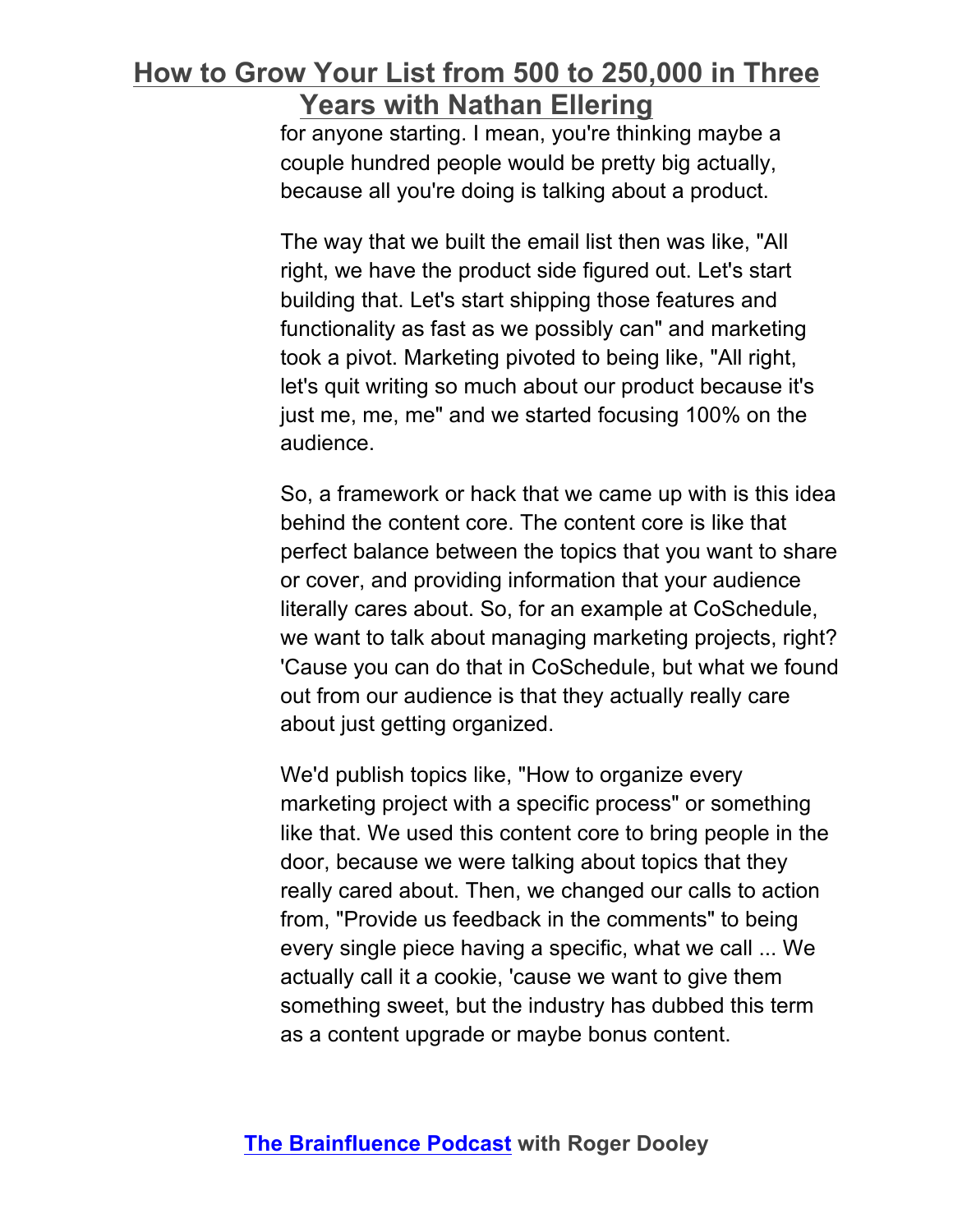for anyone starting. I mean, you're thinking maybe a couple hundred people would be pretty big actually, because all you're doing is talking about a product.

The way that we built the email list then was like, "All right, we have the product side figured out. Let's start building that. Let's start shipping those features and functionality as fast as we possibly can" and marketing took a pivot. Marketing pivoted to being like, "All right, let's quit writing so much about our product because it's just me, me, me" and we started focusing 100% on the audience.

So, a framework or hack that we came up with is this idea behind the content core. The content core is like that perfect balance between the topics that you want to share or cover, and providing information that your audience literally cares about. So, for an example at CoSchedule, we want to talk about managing marketing projects, right? 'Cause you can do that in CoSchedule, but what we found out from our audience is that they actually really care about just getting organized.

We'd publish topics like, "How to organize every marketing project with a specific process" or something like that. We used this content core to bring people in the door, because we were talking about topics that they really cared about. Then, we changed our calls to action from, "Provide us feedback in the comments" to being every single piece having a specific, what we call ... We actually call it a cookie, 'cause we want to give them something sweet, but the industry has dubbed this term as a content upgrade or maybe bonus content.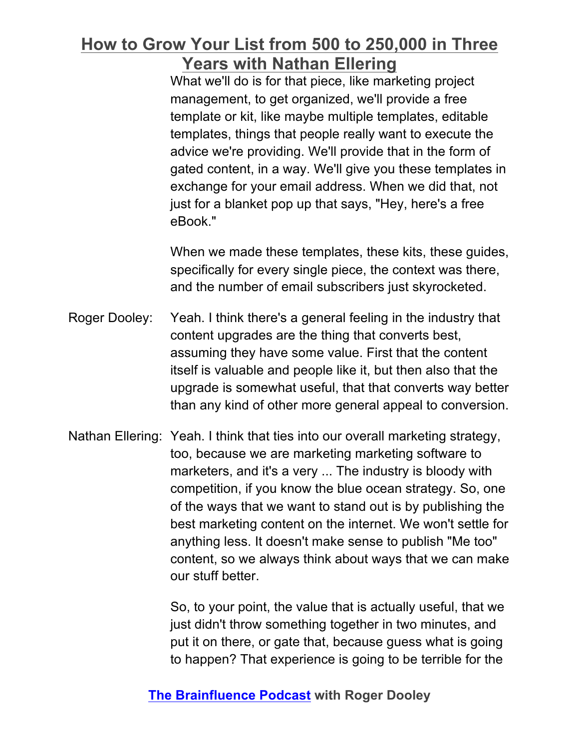What we'll do is for that piece, like marketing project management, to get organized, we'll provide a free template or kit, like maybe multiple templates, editable templates, things that people really want to execute the advice we're providing. We'll provide that in the form of gated content, in a way. We'll give you these templates in exchange for your email address. When we did that, not just for a blanket pop up that says, "Hey, here's a free eBook."

When we made these templates, these kits, these guides, specifically for every single piece, the context was there, and the number of email subscribers just skyrocketed.

Roger Dooley: Yeah. I think there's a general feeling in the industry that content upgrades are the thing that converts best, assuming they have some value. First that the content itself is valuable and people like it, but then also that the upgrade is somewhat useful, that that converts way better than any kind of other more general appeal to conversion.

Nathan Ellering: Yeah. I think that ties into our overall marketing strategy, too, because we are marketing marketing software to marketers, and it's a very ... The industry is bloody with competition, if you know the blue ocean strategy. So, one of the ways that we want to stand out is by publishing the best marketing content on the internet. We won't settle for anything less. It doesn't make sense to publish "Me too" content, so we always think about ways that we can make our stuff better.

So, to your point, the value that is actually useful, that we just didn't throw something together in two minutes, and put it on there, or gate that, because guess what is going to happen? That experience is going to be terrible for the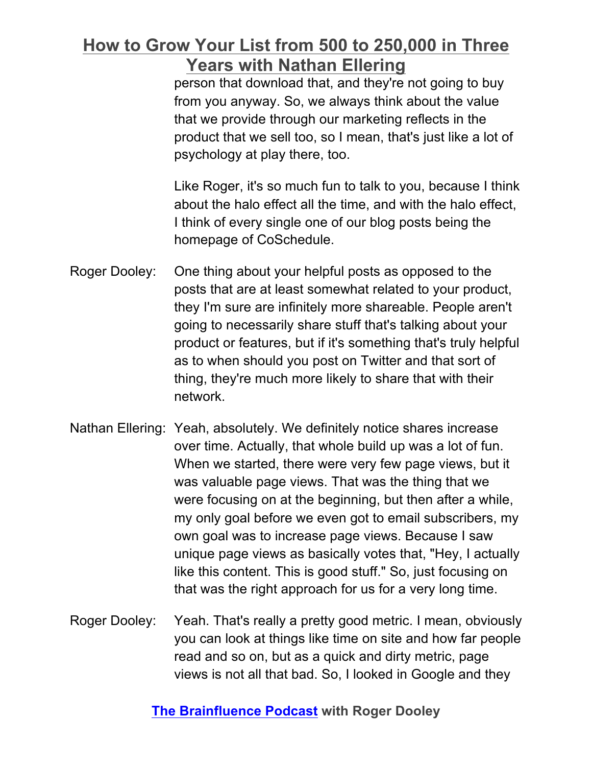person that download that, and they're not going to buy from you anyway. So, we always think about the value that we provide through our marketing reflects in the product that we sell too, so I mean, that's just like a lot of psychology at play there, too.

Like Roger, it's so much fun to talk to you, because I think about the halo effect all the time, and with the halo effect, I think of every single one of our blog posts being the homepage of CoSchedule.

Roger Dooley: One thing about your helpful posts as opposed to the posts that are at least somewhat related to your product, they I'm sure are infinitely more shareable. People aren't going to necessarily share stuff that's talking about your product or features, but if it's something that's truly helpful as to when should you post on Twitter and that sort of thing, they're much more likely to share that with their network.

Nathan Ellering: Yeah, absolutely. We definitely notice shares increase over time. Actually, that whole build up was a lot of fun. When we started, there were very few page views, but it was valuable page views. That was the thing that we were focusing on at the beginning, but then after a while, my only goal before we even got to email subscribers, my own goal was to increase page views. Because I saw unique page views as basically votes that, "Hey, I actually like this content. This is good stuff." So, just focusing on that was the right approach for us for a very long time.

Roger Dooley: Yeah. That's really a pretty good metric. I mean, obviously you can look at things like time on site and how far people read and so on, but as a quick and dirty metric, page views is not all that bad. So, I looked in Google and they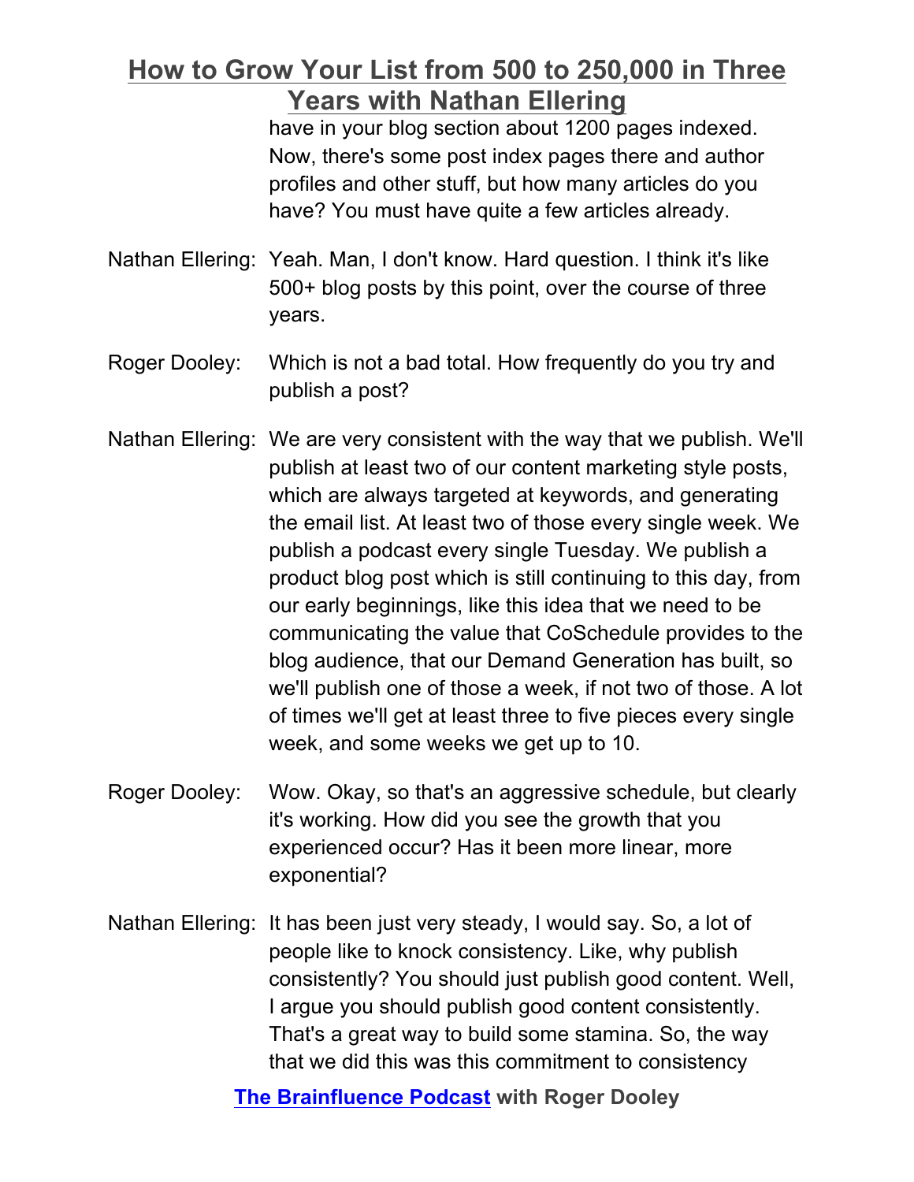have in your blog section about 1200 pages indexed. Now, there's some post index pages there and author profiles and other stuff, but how many articles do you have? You must have quite a few articles already.

Nathan Ellering: Yeah. Man, I don't know. Hard question. I think it's like 500+ blog posts by this point, over the course of three years.

Roger Dooley: Which is not a bad total. How frequently do you try and publish a post?

Nathan Ellering: We are very consistent with the way that we publish. We'll publish at least two of our content marketing style posts, which are always targeted at keywords, and generating the email list. At least two of those every single week. We publish a podcast every single Tuesday. We publish a product blog post which is still continuing to this day, from our early beginnings, like this idea that we need to be communicating the value that CoSchedule provides to the blog audience, that our Demand Generation has built, so we'll publish one of those a week, if not two of those. A lot of times we'll get at least three to five pieces every single week, and some weeks we get up to 10.

Roger Dooley: Wow. Okay, so that's an aggressive schedule, but clearly it's working. How did you see the growth that you experienced occur? Has it been more linear, more exponential?

Nathan Ellering: It has been just very steady, I would say. So, a lot of people like to knock consistency. Like, why publish consistently? You should just publish good content. Well, I argue you should publish good content consistently. That's a great way to build some stamina. So, the way that we did this was this commitment to consistency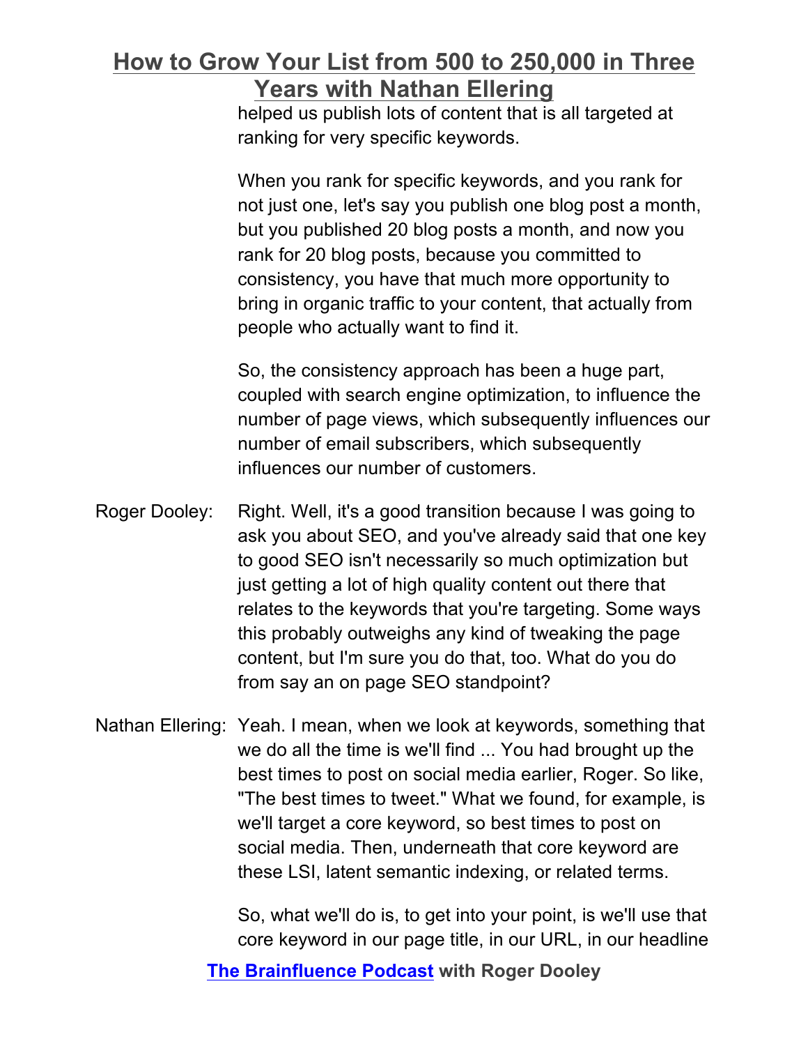helped us publish lots of content that is all targeted at ranking for very specific keywords.

When you rank for specific keywords, and you rank for not just one, let's say you publish one blog post a month, but you published 20 blog posts a month, and now you rank for 20 blog posts, because you committed to consistency, you have that much more opportunity to bring in organic traffic to your content, that actually from people who actually want to find it.

So, the consistency approach has been a huge part, coupled with search engine optimization, to influence the number of page views, which subsequently influences our number of email subscribers, which subsequently influences our number of customers.

Roger Dooley: Right. Well, it's a good transition because I was going to ask you about SEO, and you've already said that one key to good SEO isn't necessarily so much optimization but just getting a lot of high quality content out there that relates to the keywords that you're targeting. Some ways this probably outweighs any kind of tweaking the page content, but I'm sure you do that, too. What do you do from say an on page SEO standpoint?

Nathan Ellering: Yeah. I mean, when we look at keywords, something that we do all the time is we'll find ... You had brought up the best times to post on social media earlier, Roger. So like, "The best times to tweet." What we found, for example, is we'll target a core keyword, so best times to post on social media. Then, underneath that core keyword are these LSI, latent semantic indexing, or related terms.

So, what we'll do is, to get into your point, is we'll use that core keyword in our page title, in our URL, in our headline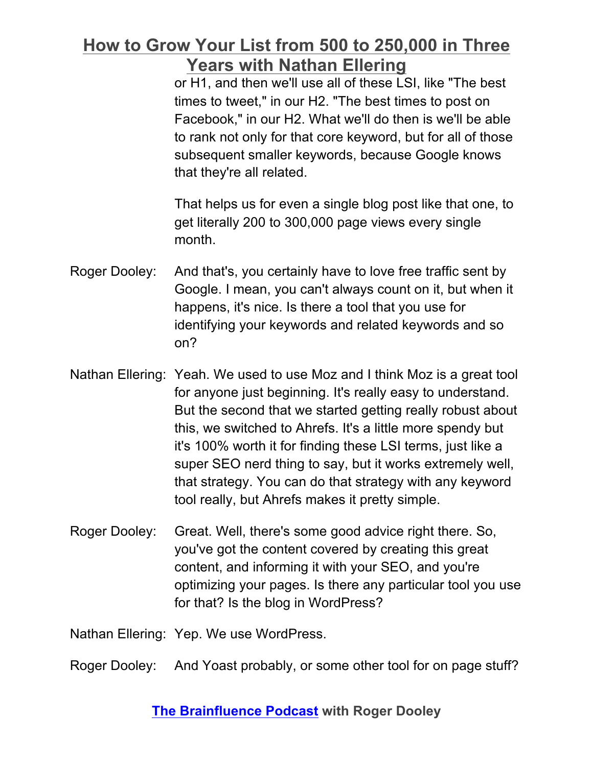or H1, and then we'll use all of these LSI, like "The best times to tweet," in our H2. "The best times to post on Facebook," in our H2. What we'll do then is we'll be able to rank not only for that core keyword, but for all of those subsequent smaller keywords, because Google knows that they're all related.

That helps us for even a single blog post like that one, to get literally 200 to 300,000 page views every single month.

Roger Dooley: And that's, you certainly have to love free traffic sent by Google. I mean, you can't always count on it, but when it happens, it's nice. Is there a tool that you use for identifying your keywords and related keywords and so on?

Nathan Ellering: Yeah. We used to use Moz and I think Moz is a great tool for anyone just beginning. It's really easy to understand. But the second that we started getting really robust about this, we switched to Ahrefs. It's a little more spendy but it's 100% worth it for finding these LSI terms, just like a super SEO nerd thing to say, but it works extremely well, that strategy. You can do that strategy with any keyword tool really, but Ahrefs makes it pretty simple.

Roger Dooley: Great. Well, there's some good advice right there. So, you've got the content covered by creating this great content, and informing it with your SEO, and you're optimizing your pages. Is there any particular tool you use for that? Is the blog in WordPress?

Nathan Ellering: Yep. We use WordPress.

Roger Dooley: And Yoast probably, or some other tool for on page stuff?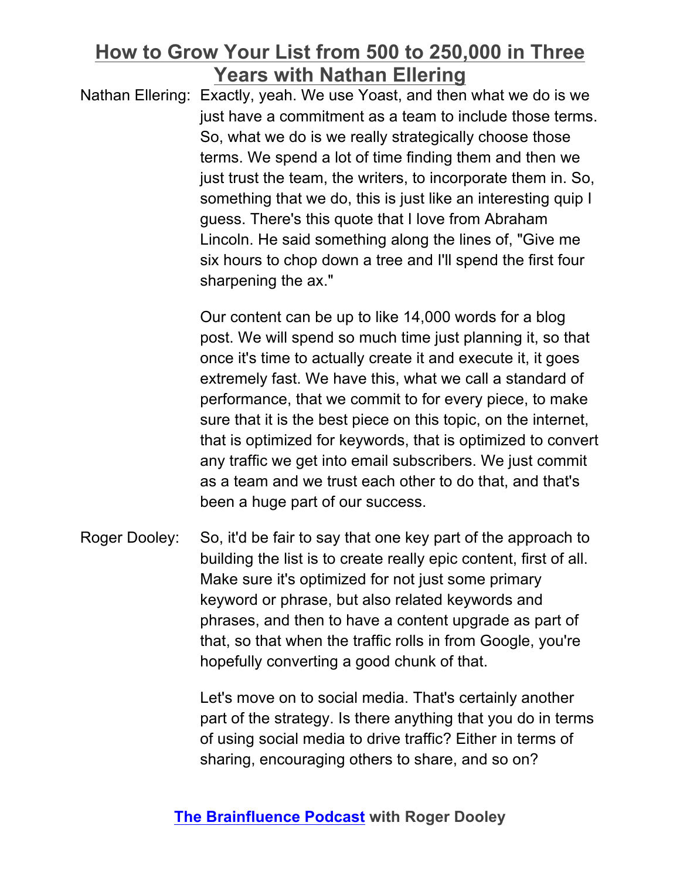Nathan Ellering: Exactly, yeah. We use Yoast, and then what we do is we just have a commitment as a team to include those terms. So, what we do is we really strategically choose those terms. We spend a lot of time finding them and then we just trust the team, the writers, to incorporate them in. So, something that we do, this is just like an interesting quip I guess. There's this quote that I love from Abraham Lincoln. He said something along the lines of, "Give me six hours to chop down a tree and I'll spend the first four sharpening the ax."

Our content can be up to like 14,000 words for a blog post. We will spend so much time just planning it, so that once it's time to actually create it and execute it, it goes extremely fast. We have this, what we call a standard of performance, that we commit to for every piece, to make sure that it is the best piece on this topic, on the internet, that is optimized for keywords, that is optimized to convert any traffic we get into email subscribers. We just commit as a team and we trust each other to do that, and that's been a huge part of our success.

Roger Dooley: So, it'd be fair to say that one key part of the approach to building the list is to create really epic content, first of all. Make sure it's optimized for not just some primary keyword or phrase, but also related keywords and phrases, and then to have a content upgrade as part of that, so that when the traffic rolls in from Google, you're hopefully converting a good chunk of that.

Let's move on to social media. That's certainly another part of the strategy. Is there anything that you do in terms of using social media to drive traffic? Either in terms of sharing, encouraging others to share, and so on?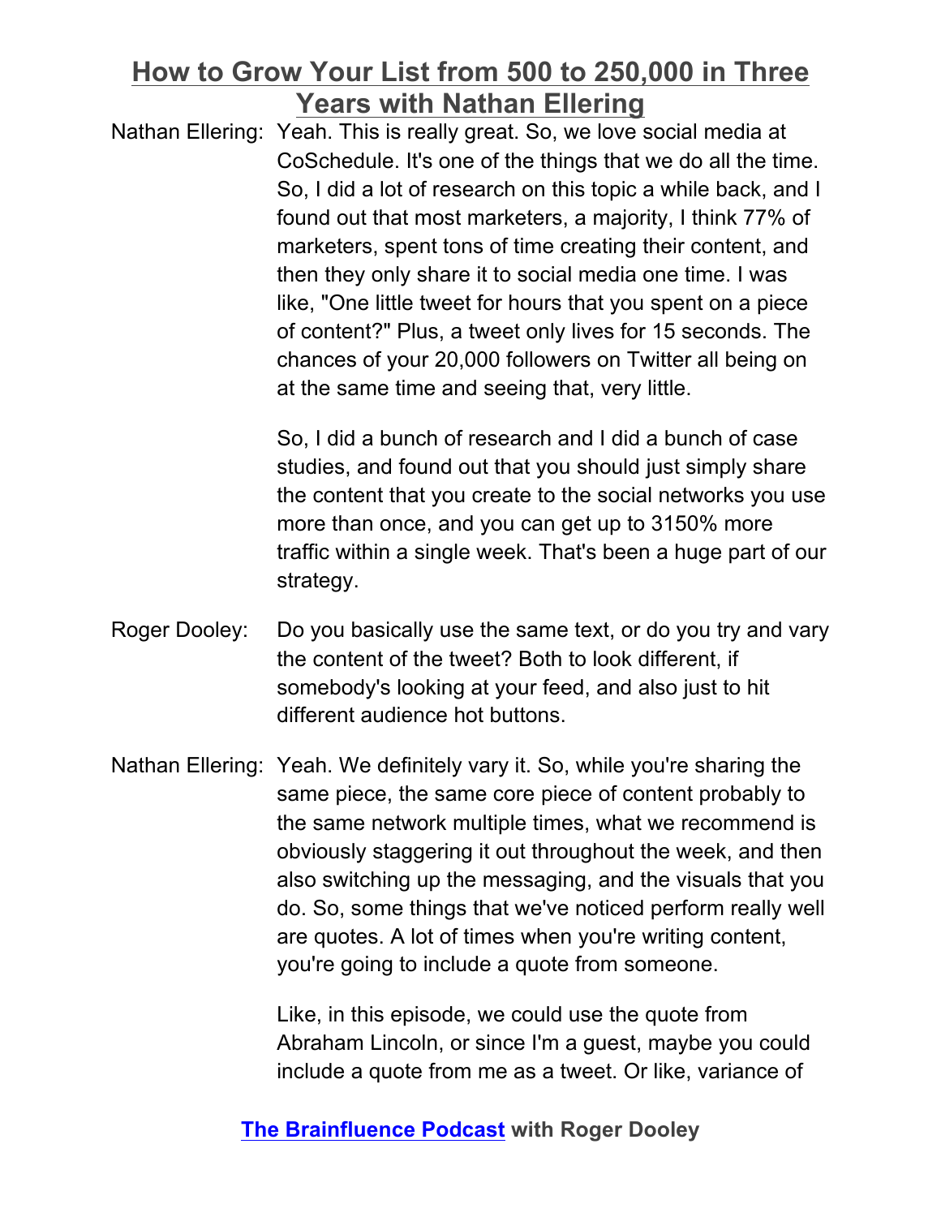Nathan Ellering: Yeah. This is really great. So, we love social media at CoSchedule. It's one of the things that we do all the time. So, I did a lot of research on this topic a while back, and I found out that most marketers, a majority, I think 77% of marketers, spent tons of time creating their content, and then they only share it to social media one time. I was like, "One little tweet for hours that you spent on a piece of content?" Plus, a tweet only lives for 15 seconds. The chances of your 20,000 followers on Twitter all being on at the same time and seeing that, very little.

So, I did a bunch of research and I did a bunch of case studies, and found out that you should just simply share the content that you create to the social networks you use more than once, and you can get up to 3150% more traffic within a single week. That's been a huge part of our strategy.

Roger Dooley: Do you basically use the same text, or do you try and vary the content of the tweet? Both to look different, if somebody's looking at your feed, and also just to hit different audience hot buttons.

Nathan Ellering: Yeah. We definitely vary it. So, while you're sharing the same piece, the same core piece of content probably to the same network multiple times, what we recommend is obviously staggering it out throughout the week, and then also switching up the messaging, and the visuals that you do. So, some things that we've noticed perform really well are quotes. A lot of times when you're writing content, you're going to include a quote from someone.

Like, in this episode, we could use the quote from Abraham Lincoln, or since I'm a guest, maybe you could include a quote from me as a tweet. Or like, variance of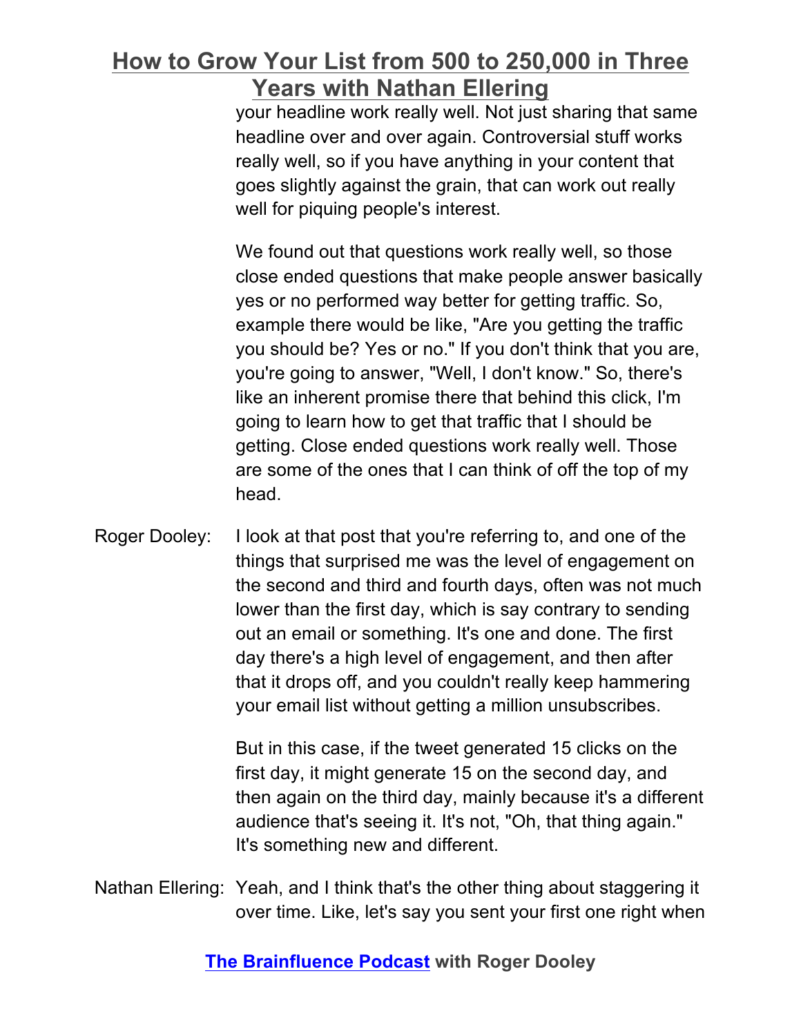your headline work really well. Not just sharing that same headline over and over again. Controversial stuff works really well, so if you have anything in your content that goes slightly against the grain, that can work out really well for piquing people's interest.

We found out that questions work really well, so those close ended questions that make people answer basically yes or no performed way better for getting traffic. So, example there would be like, "Are you getting the traffic you should be? Yes or no." If you don't think that you are, you're going to answer, "Well, I don't know." So, there's like an inherent promise there that behind this click, I'm going to learn how to get that traffic that I should be getting. Close ended questions work really well. Those are some of the ones that I can think of off the top of my head.

Roger Dooley: I look at that post that you're referring to, and one of the things that surprised me was the level of engagement on the second and third and fourth days, often was not much lower than the first day, which is say contrary to sending out an email or something. It's one and done. The first day there's a high level of engagement, and then after that it drops off, and you couldn't really keep hammering your email list without getting a million unsubscribes.

But in this case, if the tweet generated 15 clicks on the first day, it might generate 15 on the second day, and then again on the third day, mainly because it's a different audience that's seeing it. It's not, "Oh, that thing again." It's something new and different.

Nathan Ellering: Yeah, and I think that's the other thing about staggering it over time. Like, let's say you sent your first one right when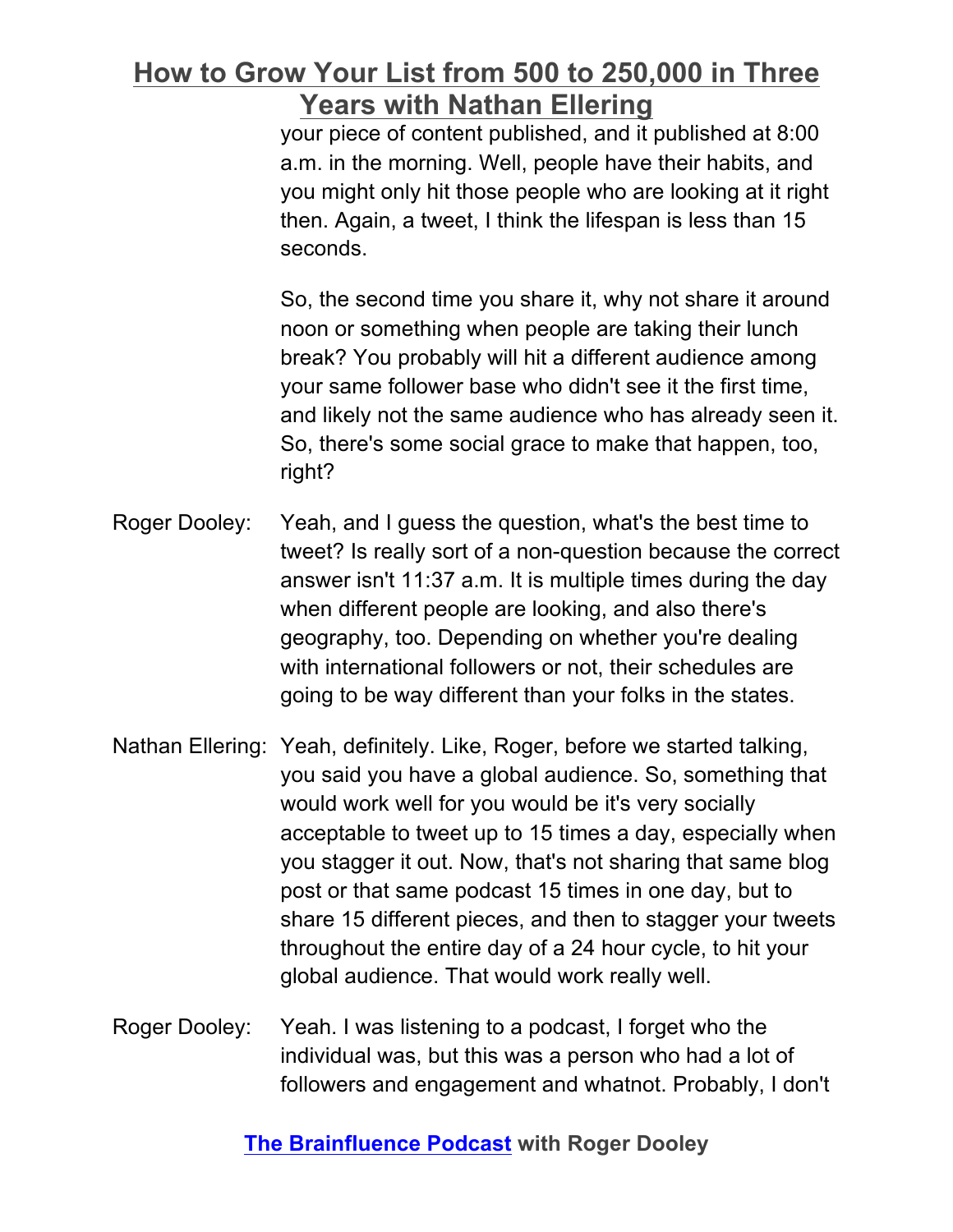your piece of content published, and it published at 8:00 a.m. in the morning. Well, people have their habits, and you might only hit those people who are looking at it right then. Again, a tweet, I think the lifespan is less than 15 seconds.

So, the second time you share it, why not share it around noon or something when people are taking their lunch break? You probably will hit a different audience among your same follower base who didn't see it the first time, and likely not the same audience who has already seen it. So, there's some social grace to make that happen, too, right?

Roger Dooley: Yeah, and I guess the question, what's the best time to tweet? Is really sort of a non-question because the correct answer isn't 11:37 a.m. It is multiple times during the day when different people are looking, and also there's geography, too. Depending on whether you're dealing with international followers or not, their schedules are going to be way different than your folks in the states.

Nathan Ellering: Yeah, definitely. Like, Roger, before we started talking, you said you have a global audience. So, something that would work well for you would be it's very socially acceptable to tweet up to 15 times a day, especially when you stagger it out. Now, that's not sharing that same blog post or that same podcast 15 times in one day, but to share 15 different pieces, and then to stagger your tweets throughout the entire day of a 24 hour cycle, to hit your global audience. That would work really well.

Roger Dooley: Yeah. I was listening to a podcast, I forget who the individual was, but this was a person who had a lot of followers and engagement and whatnot. Probably, I don't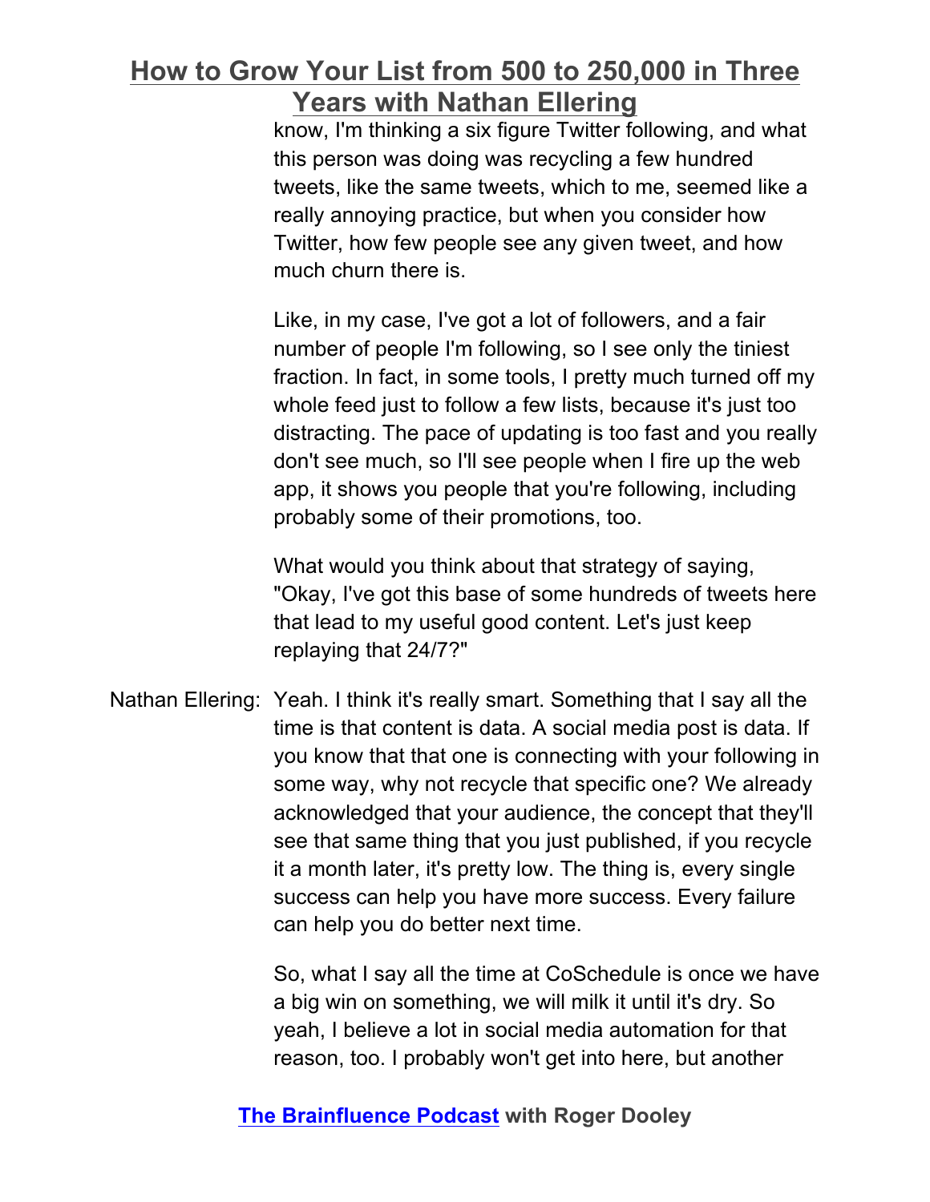know, I'm thinking a six figure Twitter following, and what this person was doing was recycling a few hundred tweets, like the same tweets, which to me, seemed like a really annoying practice, but when you consider how Twitter, how few people see any given tweet, and how much churn there is.

Like, in my case, I've got a lot of followers, and a fair number of people I'm following, so I see only the tiniest fraction. In fact, in some tools, I pretty much turned off my whole feed just to follow a few lists, because it's just too distracting. The pace of updating is too fast and you really don't see much, so I'll see people when I fire up the web app, it shows you people that you're following, including probably some of their promotions, too.

What would you think about that strategy of saying, "Okay, I've got this base of some hundreds of tweets here that lead to my useful good content. Let's just keep replaying that 24/7?"

Nathan Ellering: Yeah. I think it's really smart. Something that I say all the time is that content is data. A social media post is data. If you know that that one is connecting with your following in some way, why not recycle that specific one? We already acknowledged that your audience, the concept that they'll see that same thing that you just published, if you recycle it a month later, it's pretty low. The thing is, every single success can help you have more success. Every failure can help you do better next time.

So, what I say all the time at CoSchedule is once we have a big win on something, we will milk it until it's dry. So yeah, I believe a lot in social media automation for that reason, too. I probably won't get into here, but another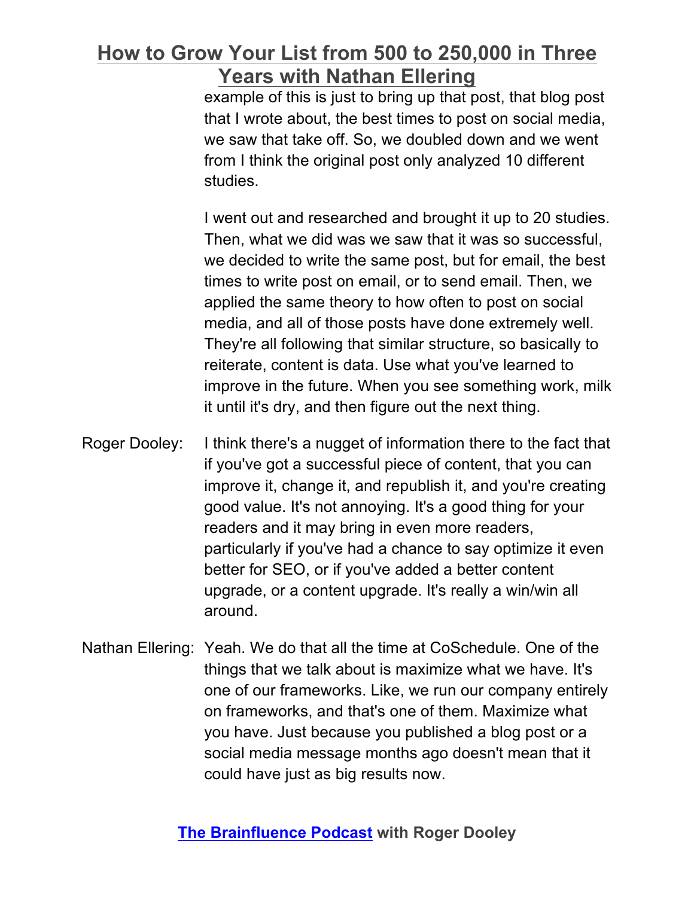example of this is just to bring up that post, that blog post that I wrote about, the best times to post on social media, we saw that take off. So, we doubled down and we went from I think the original post only analyzed 10 different studies.

I went out and researched and brought it up to 20 studies. Then, what we did was we saw that it was so successful, we decided to write the same post, but for email, the best times to write post on email, or to send email. Then, we applied the same theory to how often to post on social media, and all of those posts have done extremely well. They're all following that similar structure, so basically to reiterate, content is data. Use what you've learned to improve in the future. When you see something work, milk it until it's dry, and then figure out the next thing.

Roger Dooley: I think there's a nugget of information there to the fact that if you've got a successful piece of content, that you can improve it, change it, and republish it, and you're creating good value. It's not annoying. It's a good thing for your readers and it may bring in even more readers, particularly if you've had a chance to say optimize it even better for SEO, or if you've added a better content upgrade, or a content upgrade. It's really a win/win all around.

Nathan Ellering: Yeah. We do that all the time at CoSchedule. One of the things that we talk about is maximize what we have. It's one of our frameworks. Like, we run our company entirely on frameworks, and that's one of them. Maximize what you have. Just because you published a blog post or a social media message months ago doesn't mean that it could have just as big results now.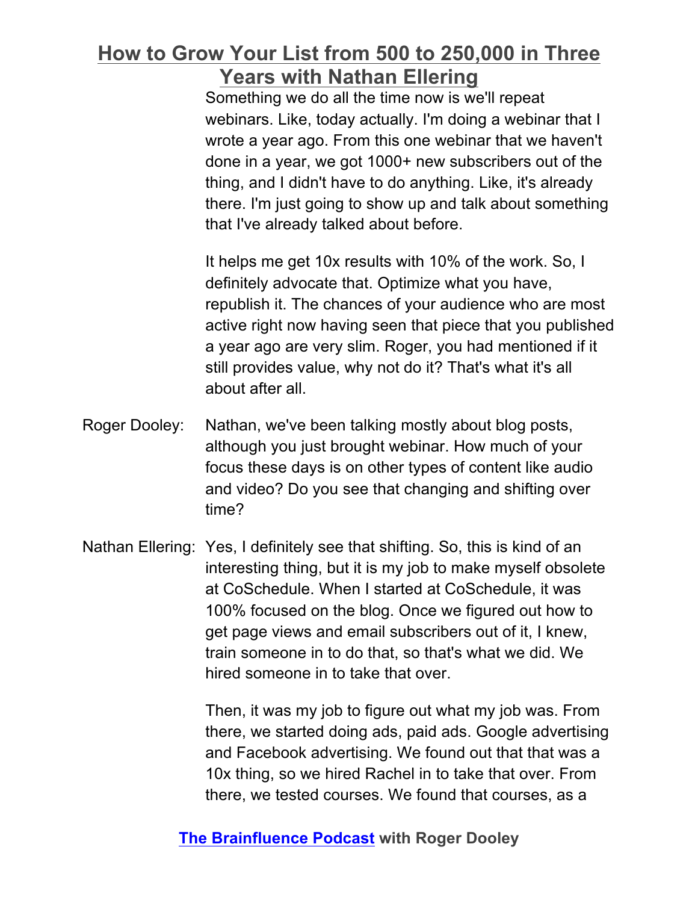Something we do all the time now is we'll repeat webinars. Like, today actually. I'm doing a webinar that I wrote a year ago. From this one webinar that we haven't done in a year, we got 1000+ new subscribers out of the thing, and I didn't have to do anything. Like, it's already there. I'm just going to show up and talk about something that I've already talked about before.

It helps me get 10x results with 10% of the work. So, I definitely advocate that. Optimize what you have, republish it. The chances of your audience who are most active right now having seen that piece that you published a year ago are very slim. Roger, you had mentioned if it still provides value, why not do it? That's what it's all about after all.

**Roger Dooley:** Nathan, we've been talking mostly about blog posts, although you just brought webinar. How much of your focus these days is on other types of content like audio and video? Do you see that changing and shifting over time?

**Nathan Ellering:** Yes, I definitely see that shifting. So, this is kind of an interesting thing, but it is my job to make myself obsolete at CoSchedule. When I started at CoSchedule, it was 100% focused on the blog. Once we figured out how to get page views and email subscribers out of it, I knew, train someone in to do that, so that's what we did. We hired someone in to take that over.

Then, it was my job to figure out what my job was. From there, we started doing ads, paid ads. Google advertising and Facebook advertising. We found out that that was a 10x thing, so we hired Rachel in to take that over. From there, we tested courses. We found that courses, as a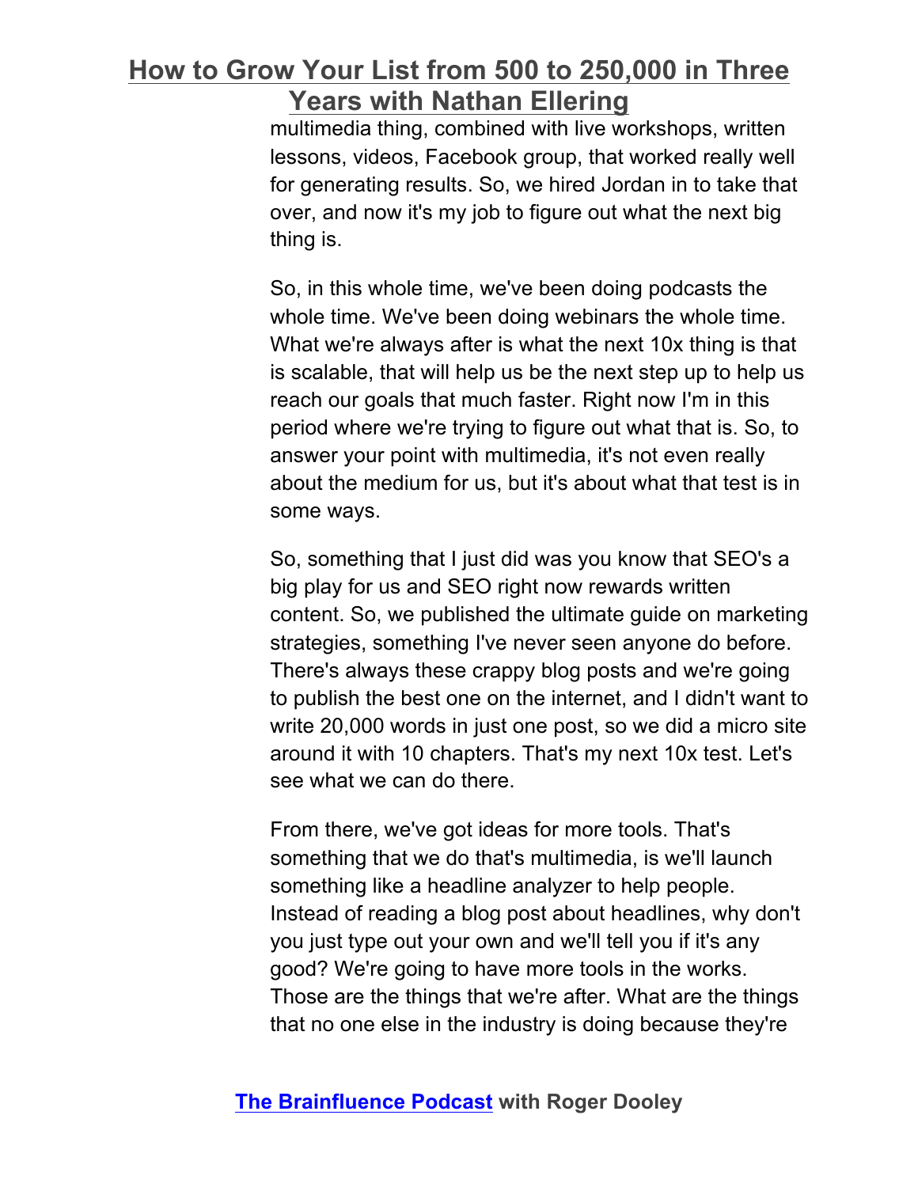multimedia thing, combined with live workshops, written lessons, videos, Facebook group, that worked really well for generating results. So, we hired Jordan in to take that over, and now it's my job to figure out what the next big thing is.

So, in this whole time, we've been doing podcasts the whole time. We've been doing webinars the whole time. What we're always after is what the next 10x thing is that is scalable, that will help us be the next step up to help us reach our goals that much faster. Right now I'm in this period where we're trying to figure out what that is. So, to answer your point with multimedia, it's not even really about the medium for us, but it's about what that test is in some ways.

So, something that I just did was you know that SEO's a big play for us and SEO right now rewards written content. So, we published the ultimate guide on marketing strategies, something I've never seen anyone do before. There's always these crappy blog posts and we're going to publish the best one on the internet, and I didn't want to write 20,000 words in just one post, so we did a micro site around it with 10 chapters. That's my next 10x test. Let's see what we can do there.

From there, we've got ideas for more tools. That's something that we do that's multimedia, is we'll launch something like a headline analyzer to help people. Instead of reading a blog post about headlines, why don't you just type out your own and we'll tell you if it's any good? We're going to have more tools in the works. Those are the things that we're after. What are the things that no one else in the industry is doing because they're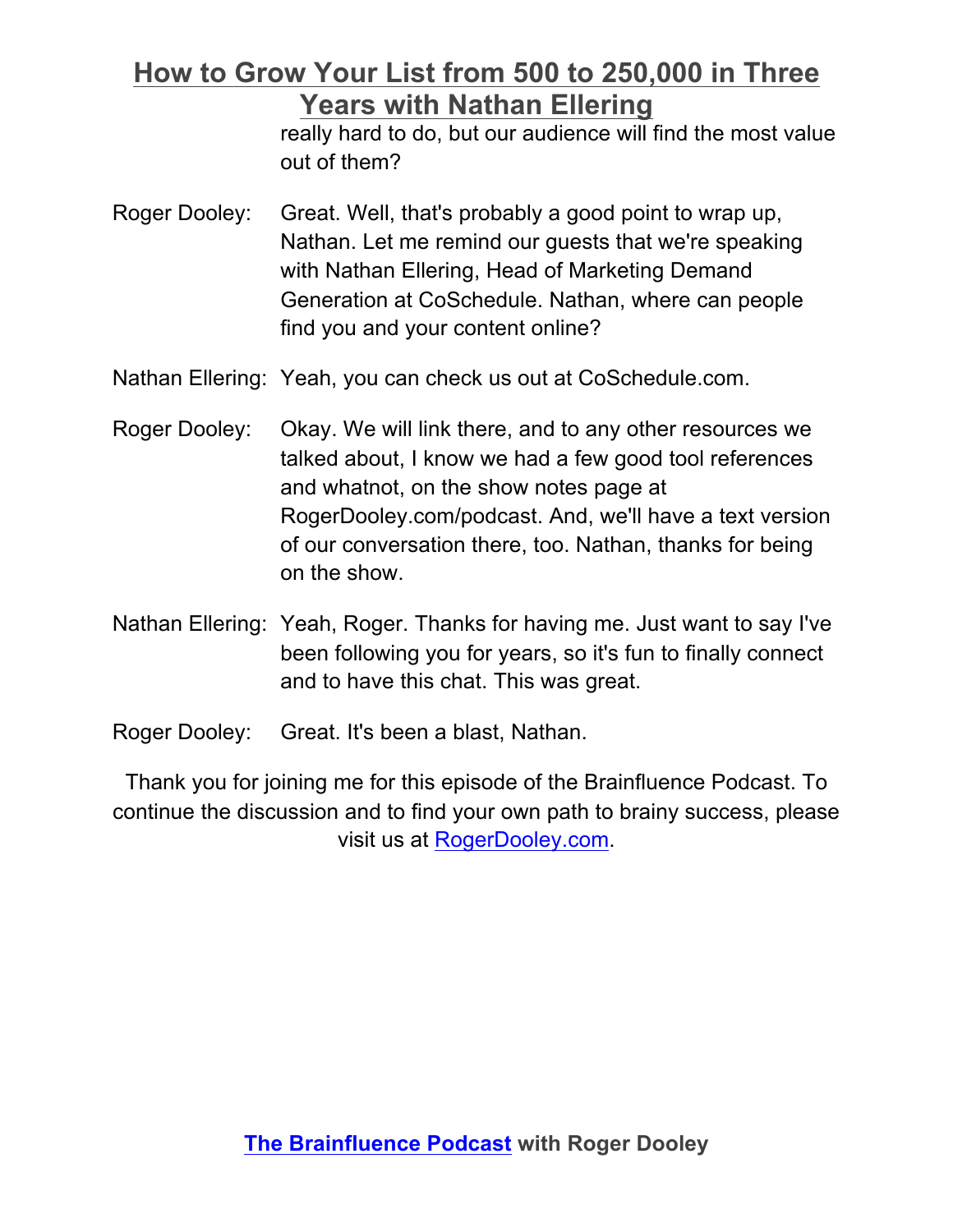really hard to do, but our audience will find the most value out of them?

Roger Dooley: Great. Well, that's probably a good point to wrap up, Nathan. Let me remind our guests that we're speaking with Nathan Ellering, Head of Marketing Demand Generation at CoSchedule. Nathan, where can people find you and your content online?

Nathan Ellering: Yeah, you can check us out at CoSchedule.com.

Roger Dooley: Okay. We will link there, and to any other resources we talked about, I know we had a few good tool references and whatnot, on the show notes page at RogerDooley.com/podcast. And, we'll have a text version of our conversation there, too. Nathan, thanks for being on the show.

Nathan Ellering: Yeah, Roger. Thanks for having me. Just want to say I've been following you for years, so it's fun to finally connect and to have this chat. This was great.

Roger Dooley: Great. It's been a blast, Nathan.

Thank you for joining me for this episode of the Brainfluence Podcast. To continue the discussion and to find your own path to brainy success, please visit us at [RogerDooley.com](RogerDooley.com).